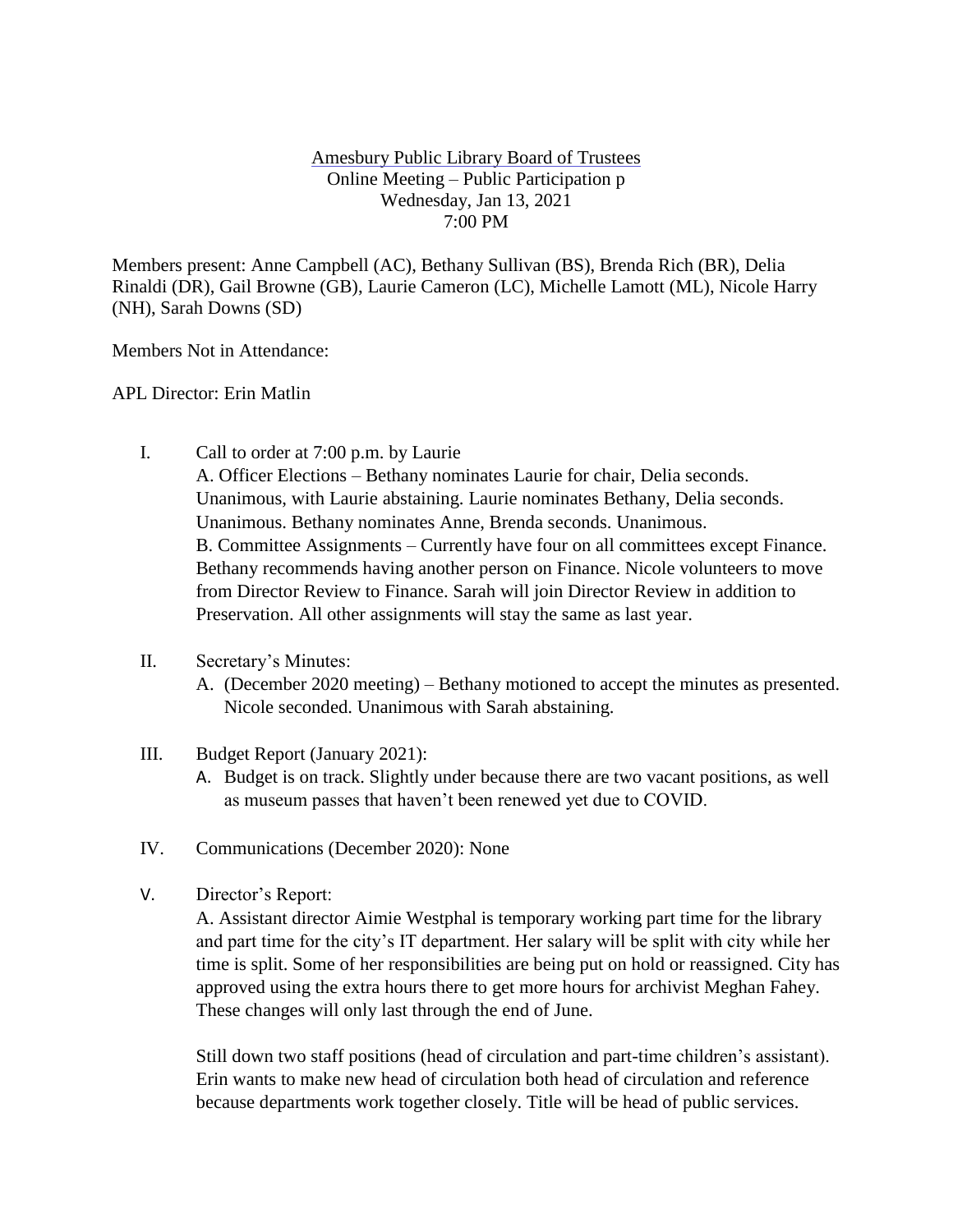Amesbury Public Library Board of Trustees
Online Meeting – Public Participation p
Wednesday, Jan 13, 2021
7:00 PM

Members present: Anne Campbell (AC), Bethany Sullivan (BS), Brenda Rich (BR), Delia Rinaldi (DR), Gail Browne (GB), Laurie Cameron (LC), Michelle Lamott (ML), Nicole Harry (NH), Sarah Downs (SD)

Members Not in Attendance:

APL Director: Erin Matlin

I. Call to order at 7:00 p.m. by Laurie

   A. Officer Elections – Bethany nominates Laurie for chair, Delia seconds. Unanimous, with Laurie abstaining. Laurie nominates Bethany, Delia seconds. Unanimous. Bethany nominates Anne, Brenda seconds. Unanimous.

   B. Committee Assignments – Currently have four on all committees except Finance. Bethany recommends having another person on Finance. Nicole volunteers to move from Director Review to Finance. Sarah will join Director Review in addition to Preservation. All other assignments will stay the same as last year.

II. Secretary's Minutes:

   A. (December 2020 meeting) – Bethany motioned to accept the minutes as presented. Nicole seconded. Unanimous with Sarah abstaining.

III. Budget Report (January 2021):

   A. Budget is on track. Slightly under because there are two vacant positions, as well as museum passes that haven't been renewed yet due to COVID.

IV. Communications (December 2020): None

V. Director's Report:

   A. Assistant director Aimie Westphal is temporary working part time for the library and part time for the city's IT department. Her salary will be split with city while her time is split. Some of her responsibilities are being put on hold or reassigned. City has approved using the extra hours there to get more hours for archivist Meghan Fahey. These changes will only last through the end of June.

   Still down two staff positions (head of circulation and part-time children's assistant). Erin wants to make new head of circulation both head of circulation and reference because departments work together closely. Title will be head of public services.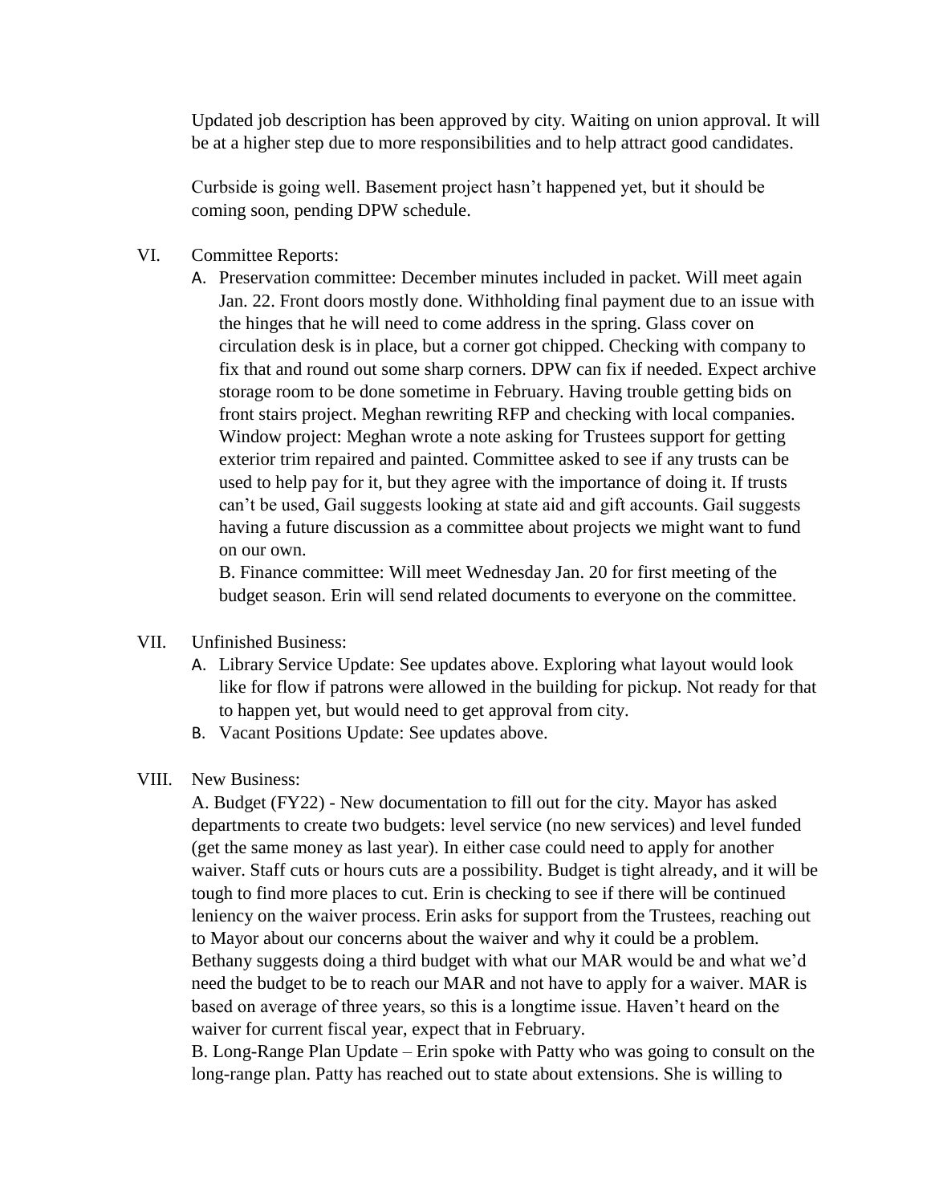Updated job description has been approved by city. Waiting on union approval. It will be at a higher step due to more responsibilities and to help attract good candidates.

Curbside is going well. Basement project hasn't happened yet, but it should be coming soon, pending DPW schedule.

VI. Committee Reports:

A. Preservation committee: December minutes included in packet. Will meet again Jan. 22. Front doors mostly done. Withholding final payment due to an issue with the hinges that he will need to come address in the spring. Glass cover on circulation desk is in place, but a corner got chipped. Checking with company to fix that and round out some sharp corners. DPW can fix if needed. Expect archive storage room to be done sometime in February. Having trouble getting bids on front stairs project. Meghan rewriting RFP and checking with local companies. Window project: Meghan wrote a note asking for Trustees support for getting exterior trim repaired and painted. Committee asked to see if any trusts can be used to help pay for it, but they agree with the importance of doing it. If trusts can't be used, Gail suggests looking at state aid and gift accounts. Gail suggests having a future discussion as a committee about projects we might want to fund on our own.

B. Finance committee: Will meet Wednesday Jan. 20 for first meeting of the budget season. Erin will send related documents to everyone on the committee.

VII. Unfinished Business:

A. Library Service Update: See updates above. Exploring what layout would look like for flow if patrons were allowed in the building for pickup. Not ready for that to happen yet, but would need to get approval from city.

B. Vacant Positions Update: See updates above.

VIII. New Business:

A. Budget (FY22) - New documentation to fill out for the city. Mayor has asked departments to create two budgets: level service (no new services) and level funded (get the same money as last year). In either case could need to apply for another waiver. Staff cuts or hours cuts are a possibility. Budget is tight already, and it will be tough to find more places to cut. Erin is checking to see if there will be continued leniency on the waiver process. Erin asks for support from the Trustees, reaching out to Mayor about our concerns about the waiver and why it could be a problem. Bethany suggests doing a third budget with what our MAR would be and what we'd need the budget to be to reach our MAR and not have to apply for a waiver. MAR is based on average of three years, so this is a longtime issue. Haven't heard on the waiver for current fiscal year, expect that in February.

B. Long-Range Plan Update – Erin spoke with Patty who was going to consult on the long-range plan. Patty has reached out to state about extensions. She is willing to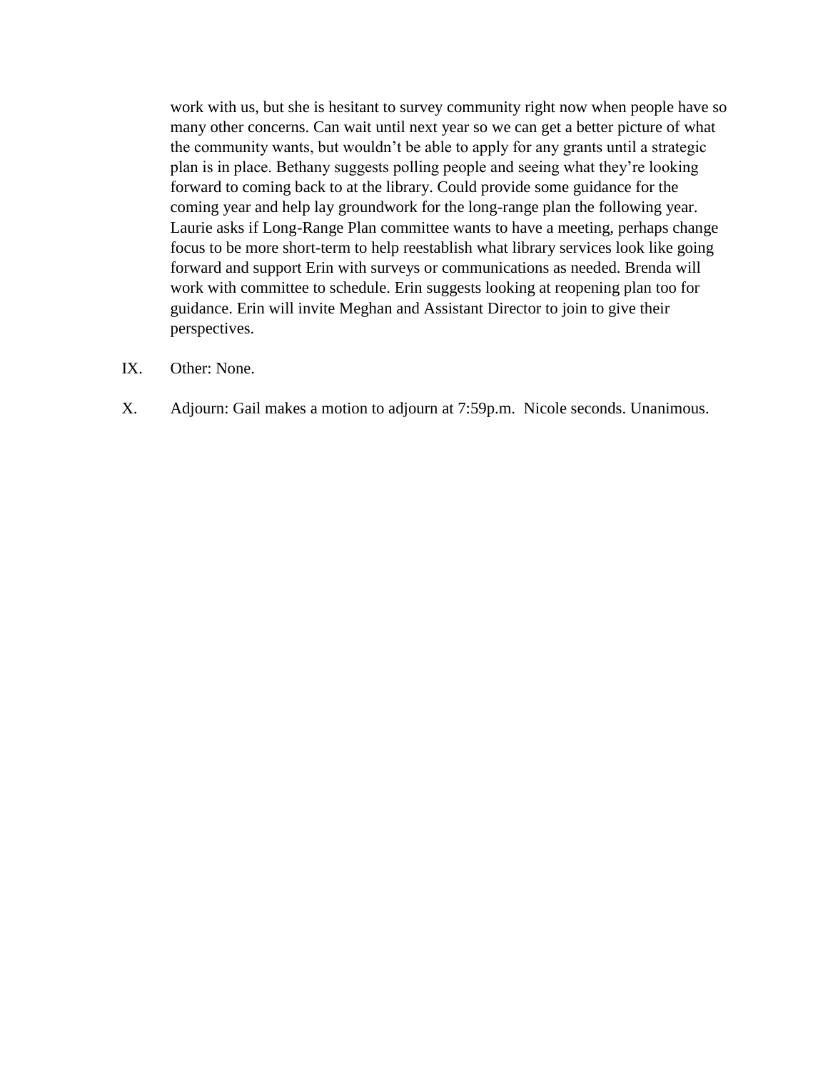work with us, but she is hesitant to survey community right now when people have so many other concerns. Can wait until next year so we can get a better picture of what the community wants, but wouldn't be able to apply for any grants until a strategic plan is in place. Bethany suggests polling people and seeing what they're looking forward to coming back to at the library. Could provide some guidance for the coming year and help lay groundwork for the long-range plan the following year. Laurie asks if Long-Range Plan committee wants to have a meeting, perhaps change focus to be more short-term to help reestablish what library services look like going forward and support Erin with surveys or communications as needed. Brenda will work with committee to schedule. Erin suggests looking at reopening plan too for guidance. Erin will invite Meghan and Assistant Director to join to give their perspectives.

IX. Other: None.

X. Adjourn: Gail makes a motion to adjourn at 7:59p.m. Nicole seconds. Unanimous.